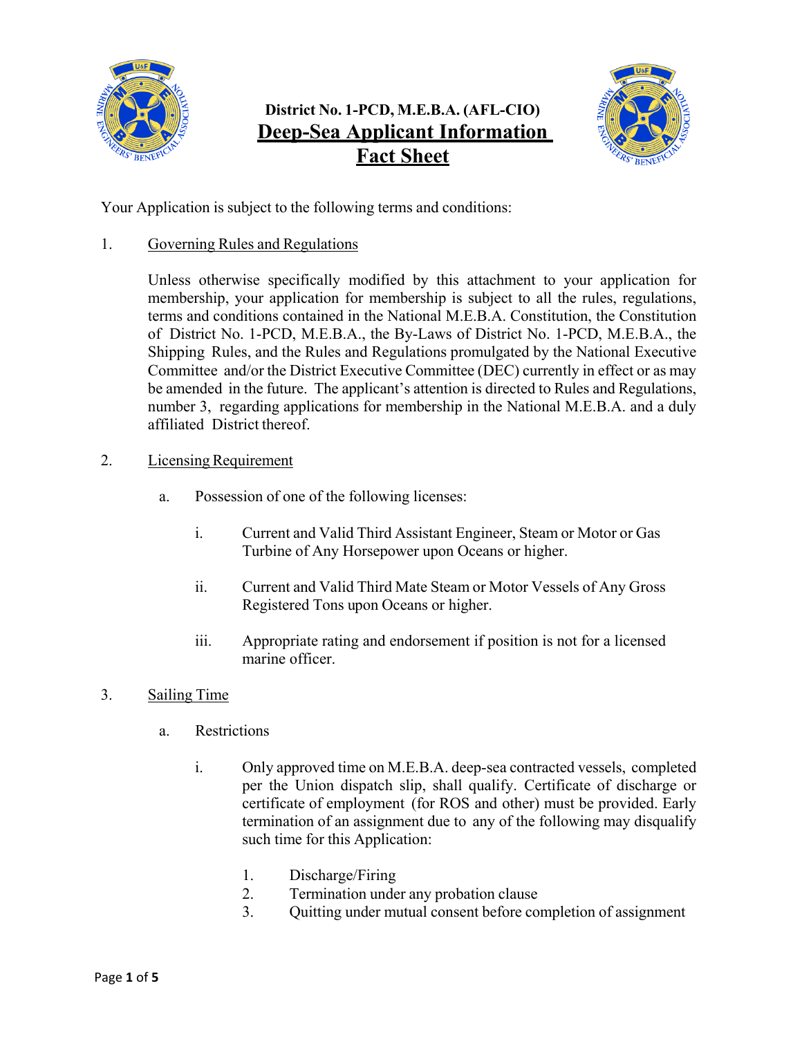**District No. 1-PCD, M.E.B.A. (AFL-CIO)**

# Deep-Sea Applicant Information Fact Sheet

Your Application is subject to the following terms and conditions:

1. Governing Rules and Regulations

   Unless otherwise specifically modified by this attachment to your application for membership, your application for membership is subject to all the rules, regulations, terms and conditions contained in the National M.E.B.A. Constitution, the Constitution of District No. 1-PCD, M.E.B.A., the By-Laws of District No. 1-PCD, M.E.B.A., the Shipping Rules, and the Rules and Regulations promulgated by the National Executive Committee and/or the District Executive Committee (DEC) currently in effect or as may be amended in the future. The applicant's attention is directed to Rules and Regulations, number 3, regarding applications for membership in the National M.E.B.A. and a duly affiliated District thereof.

2. Licensing Requirement

   a. Possession of one of the following licenses:

      i. Current and Valid Third Assistant Engineer, Steam or Motor or Gas Turbine of Any Horsepower upon Oceans or higher.

      ii. Current and Valid Third Mate Steam or Motor Vessels of Any Gross Registered Tons upon Oceans or higher.

      iii. Appropriate rating and endorsement if position is not for a licensed marine officer.

3. Sailing Time

   a. Restrictions

      i. Only approved time on M.E.B.A. deep-sea contracted vessels, completed per the Union dispatch slip, shall qualify. Certificate of discharge or certificate of employment (for ROS and other) must be provided. Early termination of an assignment due to any of the following may disqualify such time for this Application:

         1. Discharge/Firing
         2. Termination under any probation clause
         3. Quitting under mutual consent before completion of assignment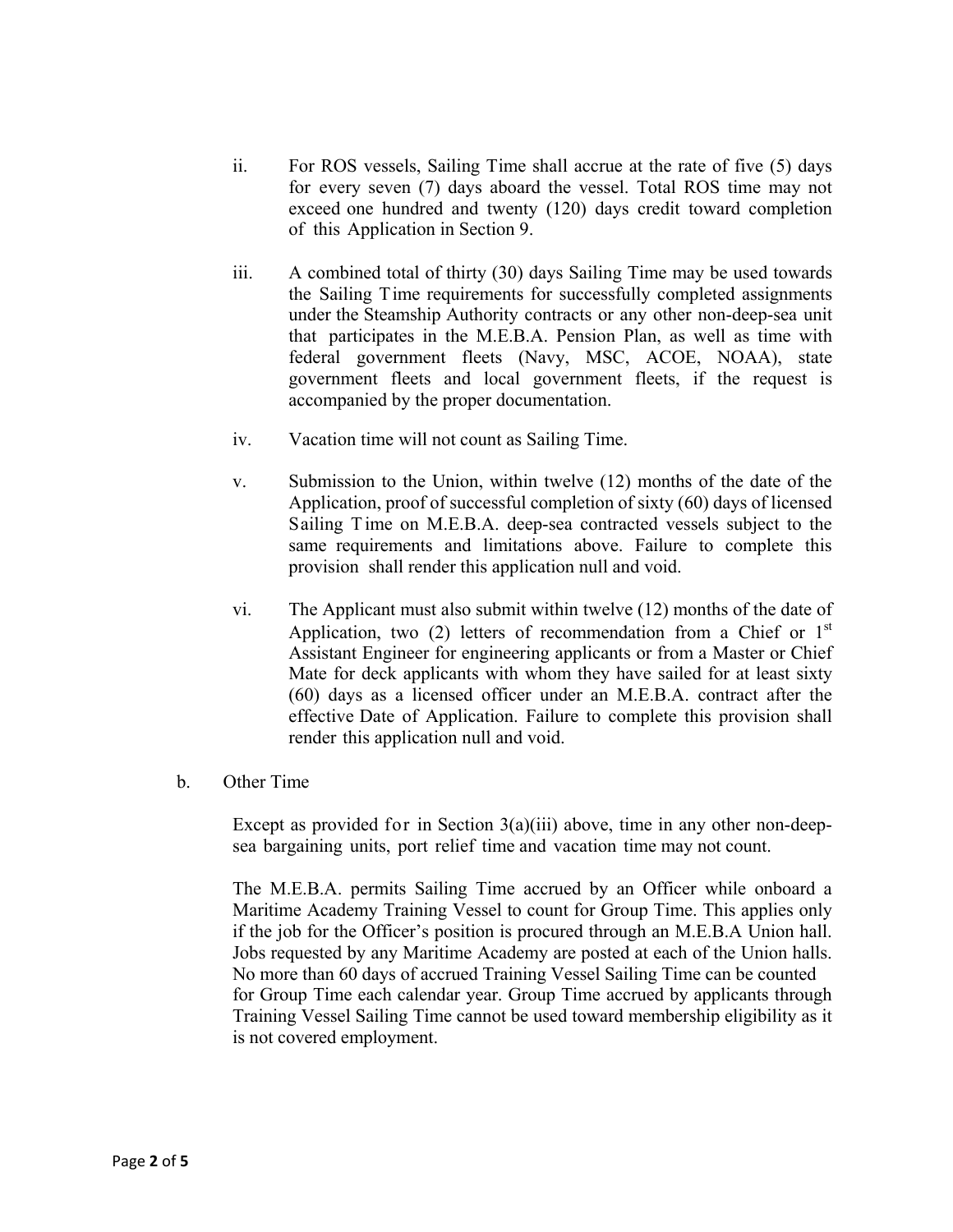ii. For ROS vessels, Sailing Time shall accrue at the rate of five (5) days for every seven (7) days aboard the vessel. Total ROS time may not exceed one hundred and twenty (120) days credit toward completion of this Application in Section 9.

iii. A combined total of thirty (30) days Sailing Time may be used towards the Sailing Time requirements for successfully completed assignments under the Steamship Authority contracts or any other non-deep-sea unit that participates in the M.E.B.A. Pension Plan, as well as time with federal government fleets (Navy, MSC, ACOE, NOAA), state government fleets and local government fleets, if the request is accompanied by the proper documentation.

iv. Vacation time will not count as Sailing Time.

v. Submission to the Union, within twelve (12) months of the date of the Application, proof of successful completion of sixty (60) days of licensed Sailing Time on M.E.B.A. deep-sea contracted vessels subject to the same requirements and limitations above. Failure to complete this provision shall render this application null and void.

vi. The Applicant must also submit within twelve (12) months of the date of Application, two (2) letters of recommendation from a Chief or 1st Assistant Engineer for engineering applicants or from a Master or Chief Mate for deck applicants with whom they have sailed for at least sixty (60) days as a licensed officer under an M.E.B.A. contract after the effective Date of Application. Failure to complete this provision shall render this application null and void.

b. Other Time

Except as provided for in Section 3(a)(iii) above, time in any other non-deep-sea bargaining units, port relief time and vacation time may not count.

The M.E.B.A. permits Sailing Time accrued by an Officer while onboard a Maritime Academy Training Vessel to count for Group Time. This applies only if the job for the Officer's position is procured through an M.E.B.A Union hall. Jobs requested by any Maritime Academy are posted at each of the Union halls. No more than 60 days of accrued Training Vessel Sailing Time can be counted for Group Time each calendar year. Group Time accrued by applicants through Training Vessel Sailing Time cannot be used toward membership eligibility as it is not covered employment.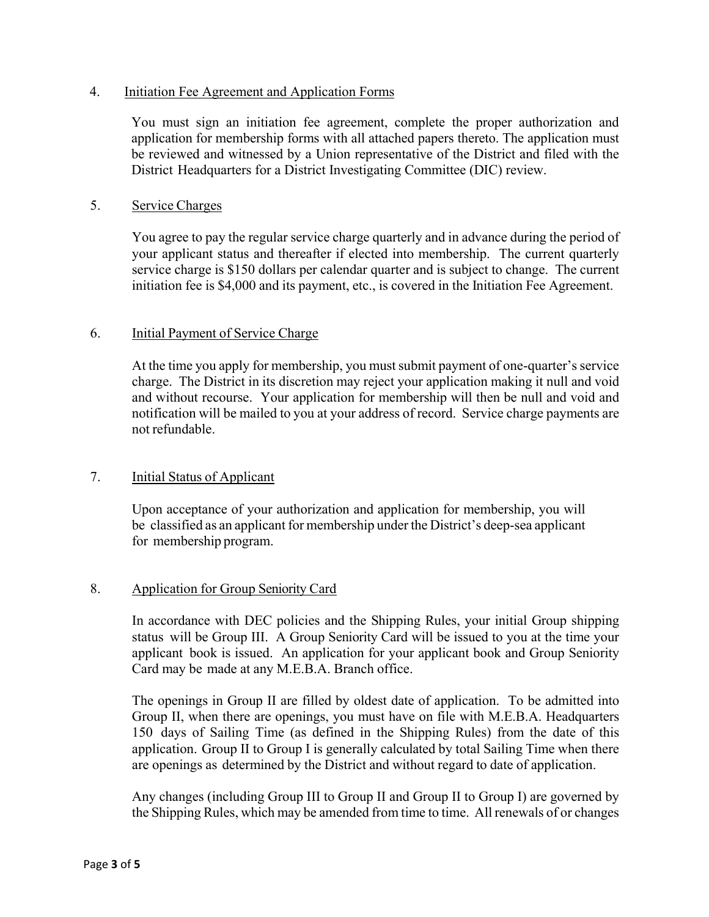4. Initiation Fee Agreement and Application Forms

   You must sign an initiation fee agreement, complete the proper authorization and application for membership forms with all attached papers thereto. The application must be reviewed and witnessed by a Union representative of the District and filed with the District Headquarters for a District Investigating Committee (DIC) review.

5. Service Charges

   You agree to pay the regular service charge quarterly and in advance during the period of your applicant status and thereafter if elected into membership. The current quarterly service charge is $150 dollars per calendar quarter and is subject to change. The current initiation fee is $4,000 and its payment, etc., is covered in the Initiation Fee Agreement.

6. Initial Payment of Service Charge

   At the time you apply for membership, you must submit payment of one-quarter's service charge. The District in its discretion may reject your application making it null and void and without recourse. Your application for membership will then be null and void and notification will be mailed to you at your address of record. Service charge payments are not refundable.

7. Initial Status of Applicant

   Upon acceptance of your authorization and application for membership, you will be classified as an applicant for membership under the District's deep-sea applicant for membership program.

8. Application for Group Seniority Card

   In accordance with DEC policies and the Shipping Rules, your initial Group shipping status will be Group III. A Group Seniority Card will be issued to you at the time your applicant book is issued. An application for your applicant book and Group Seniority Card may be made at any M.E.B.A. Branch office.

   The openings in Group II are filled by oldest date of application. To be admitted into Group II, when there are openings, you must have on file with M.E.B.A. Headquarters 150 days of Sailing Time (as defined in the Shipping Rules) from the date of this application. Group II to Group I is generally calculated by total Sailing Time when there are openings as determined by the District and without regard to date of application.

   Any changes (including Group III to Group II and Group II to Group I) are governed by the Shipping Rules, which may be amended from time to time. All renewals of or changes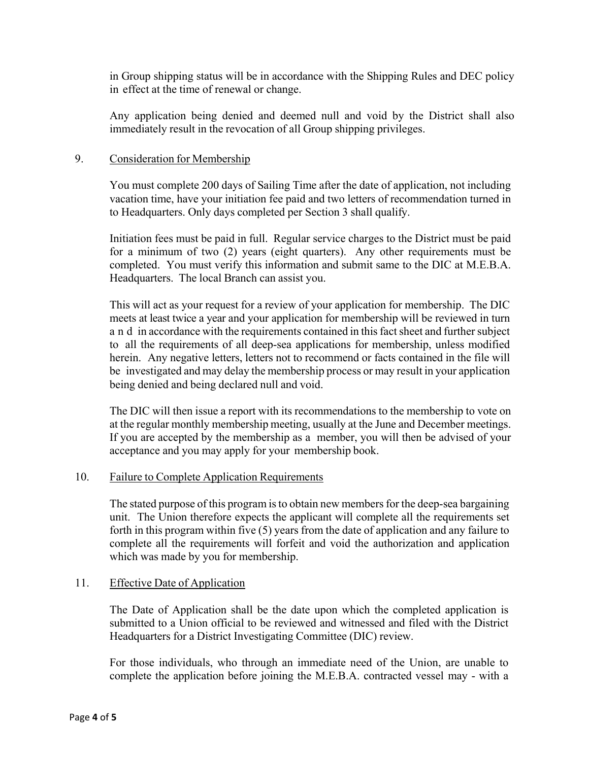in Group shipping status will be in accordance with the Shipping Rules and DEC policy in effect at the time of renewal or change.

Any application being denied and deemed null and void by the District shall also immediately result in the revocation of all Group shipping privileges.

9. Consideration for Membership

You must complete 200 days of Sailing Time after the date of application, not including vacation time, have your initiation fee paid and two letters of recommendation turned in to Headquarters. Only days completed per Section 3 shall qualify.

Initiation fees must be paid in full. Regular service charges to the District must be paid for a minimum of two (2) years (eight quarters). Any other requirements must be completed. You must verify this information and submit same to the DIC at M.E.B.A. Headquarters. The local Branch can assist you.

This will act as your request for a review of your application for membership. The DIC meets at least twice a year and your application for membership will be reviewed in turn and in accordance with the requirements contained in this fact sheet and further subject to all the requirements of all deep-sea applications for membership, unless modified herein. Any negative letters, letters not to recommend or facts contained in the file will be investigated and may delay the membership process or may result in your application being denied and being declared null and void.

The DIC will then issue a report with its recommendations to the membership to vote on at the regular monthly membership meeting, usually at the June and December meetings. If you are accepted by the membership as a member, you will then be advised of your acceptance and you may apply for your membership book.

10. Failure to Complete Application Requirements

The stated purpose of this program is to obtain new members for the deep-sea bargaining unit. The Union therefore expects the applicant will complete all the requirements set forth in this program within five (5) years from the date of application and any failure to complete all the requirements will forfeit and void the authorization and application which was made by you for membership.

11. Effective Date of Application

The Date of Application shall be the date upon which the completed application is submitted to a Union official to be reviewed and witnessed and filed with the District Headquarters for a District Investigating Committee (DIC) review.

For those individuals, who through an immediate need of the Union, are unable to complete the application before joining the M.E.B.A. contracted vessel may - with a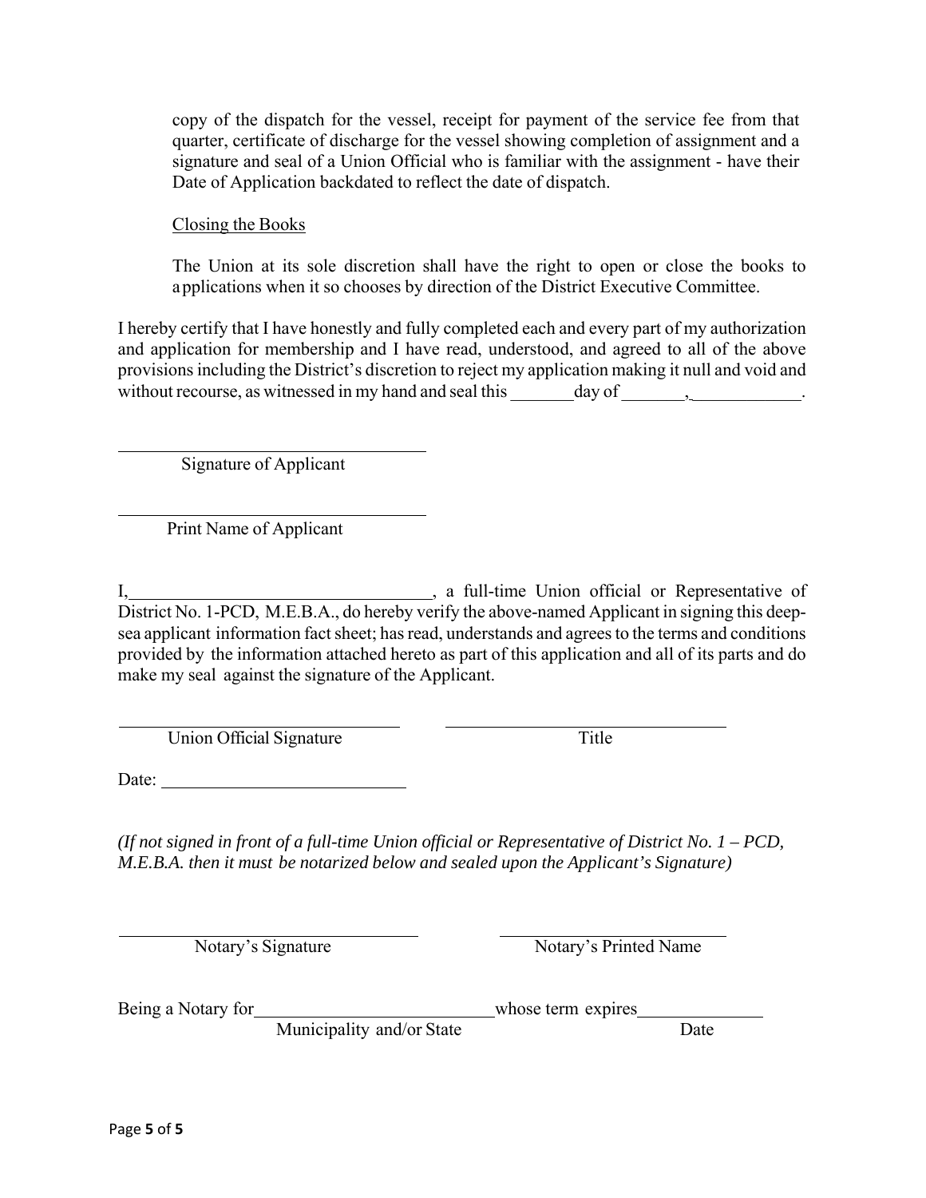copy of the dispatch for the vessel, receipt for payment of the service fee from that quarter, certificate of discharge for the vessel showing completion of assignment and a signature and seal of a Union Official who is familiar with the assignment - have their Date of Application backdated to reflect the date of dispatch.

Closing the Books

The Union at its sole discretion shall have the right to open or close the books to applications when it so chooses by direction of the District Executive Committee.

I hereby certify that I have honestly and fully completed each and every part of my authorization and application for membership and I have read, understood, and agreed to all of the above provisions including the District's discretion to reject my application making it null and void and without recourse, as witnessed in my hand and seal this _______day of _______,____________.

___________________________________
Signature of Applicant

___________________________________
Print Name of Applicant

I,___________________________________, a full-time Union official or Representative of District No. 1-PCD, M.E.B.A., do hereby verify the above-named Applicant in signing this deep-sea applicant information fact sheet; has read, understands and agrees to the terms and conditions provided by the information attached hereto as part of this application and all of its parts and do make my seal against the signature of the Applicant.

_______________________________ _______________________________
Union Official Signature Title

Date: ___________________________

*(If not signed in front of a full-time Union official or Representative of District No. 1 – PCD, M.E.B.A. then it must be notarized below and sealed upon the Applicant's Signature)*

_______________________________ _______________________________
Notary's Signature Notary's Printed Name

Being a Notary for___________________________whose term expires______________
Municipality and/or State Date